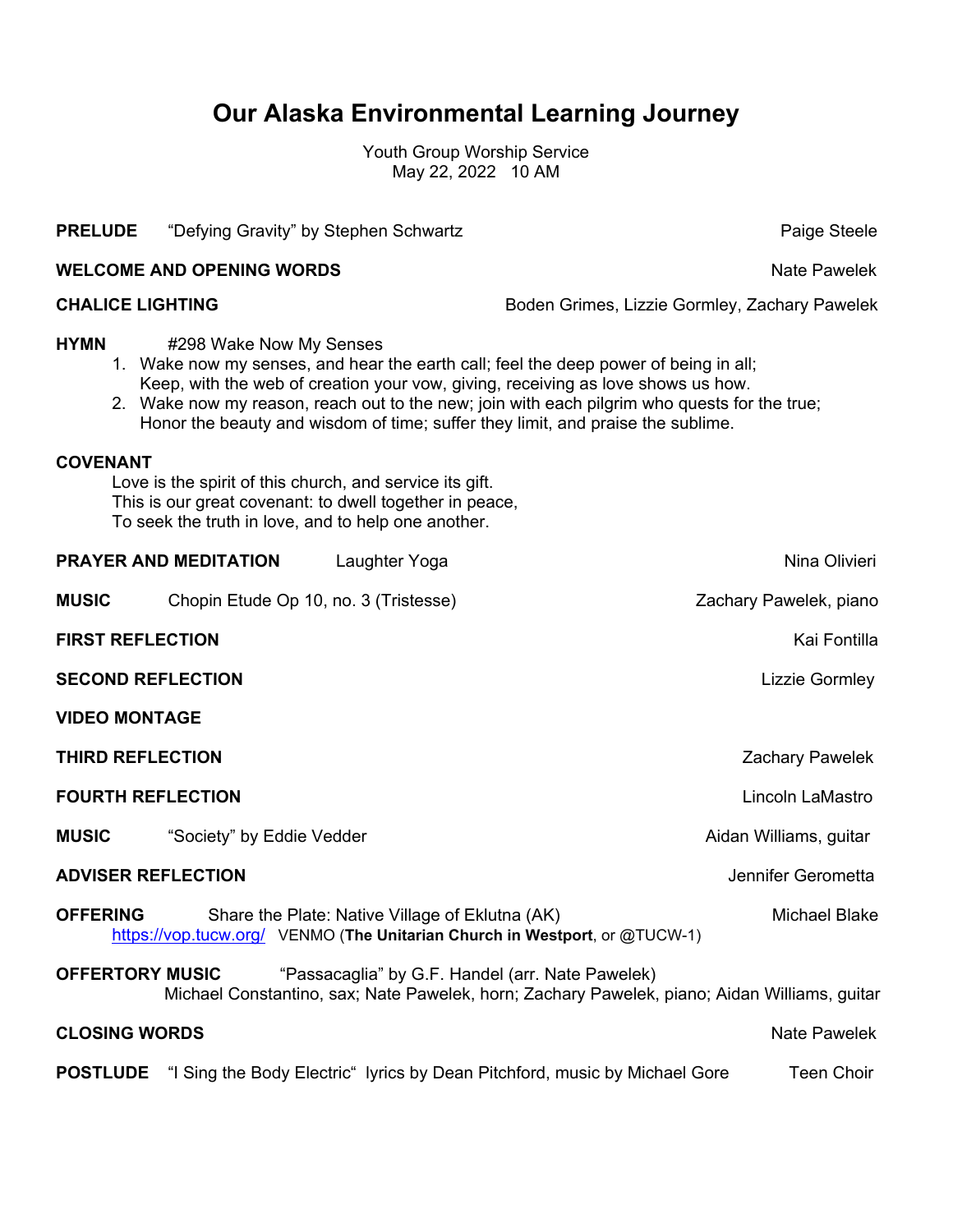# Our Alaska Environmental Learning Journey

Youth Group Worship Service
May 22, 2022 10 AM

**PRELUDE** "Defying Gravity" by Stephen Schwartz — Paige Steele

**WELCOME AND OPENING WORDS** — Nate Pawelek

**CHALICE LIGHTING** — Boden Grimes, Lizzie Gormley, Zachary Pawelek

**HYMN** #298 Wake Now My Senses

1. Wake now my senses, and hear the earth call; feel the deep power of being in all;
   Keep, with the web of creation your vow, giving, receiving as love shows us how.
2. Wake now my reason, reach out to the new; join with each pilgrim who quests for the true;
   Honor the beauty and wisdom of time; suffer they limit, and praise the sublime.

**COVENANT**

Love is the spirit of this church, and service its gift.
This is our great covenant: to dwell together in peace,
To seek the truth in love, and to help one another.

**PRAYER AND MEDITATION** Laughter Yoga — Nina Olivieri

**MUSIC** Chopin Etude Op 10, no. 3 (Tristesse) — Zachary Pawelek, piano

**FIRST REFLECTION** — Kai Fontilla

**SECOND REFLECTION** — Lizzie Gormley

**VIDEO MONTAGE**

**THIRD REFLECTION** — Zachary Pawelek

**FOURTH REFLECTION** — Lincoln LaMastro

**MUSIC** "Society" by Eddie Vedder — Aidan Williams, guitar

**ADVISER REFLECTION** — Jennifer Gerometta

**OFFERING** Share the Plate: Native Village of Eklutna (AK) — Michael Blake
https://vop.tucw.org/ VENMO (**The Unitarian Church in Westport**, or @TUCW-1)

**OFFERTORY MUSIC** "Passacaglia" by G.F. Handel (arr. Nate Pawelek)
Michael Constantino, sax; Nate Pawelek, horn; Zachary Pawelek, piano; Aidan Williams, guitar

**CLOSING WORDS** — Nate Pawelek

**POSTLUDE** "I Sing the Body Electric" lyrics by Dean Pitchford, music by Michael Gore — Teen Choir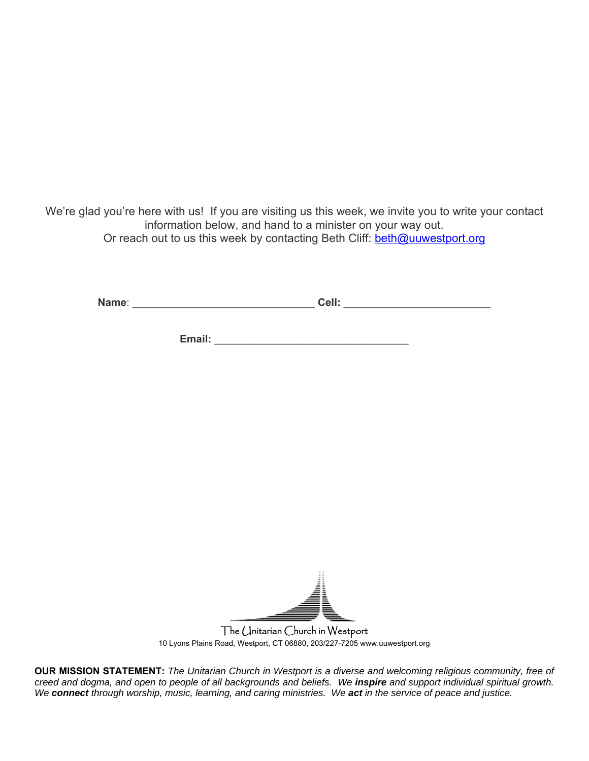We're glad you're here with us! If you are visiting us this week, we invite you to write your contact information below, and hand to a minister on your way out.
Or reach out to us this week by contacting Beth Cliff: beth@uuwestport.org

**Name**: ______________________________ **Cell:** ________________________

**Email:** ________________________________

The Unitarian Church in Westport
10 Lyons Plains Road, Westport, CT 06880, 203/227-7205 www.uuwestport.org

**OUR MISSION STATEMENT:** *The Unitarian Church in Westport is a diverse and welcoming religious community, free of creed and dogma, and open to people of all backgrounds and beliefs. We **inspire** and support individual spiritual growth. We **connect** through worship, music, learning, and caring ministries. We **act** in the service of peace and justice.*